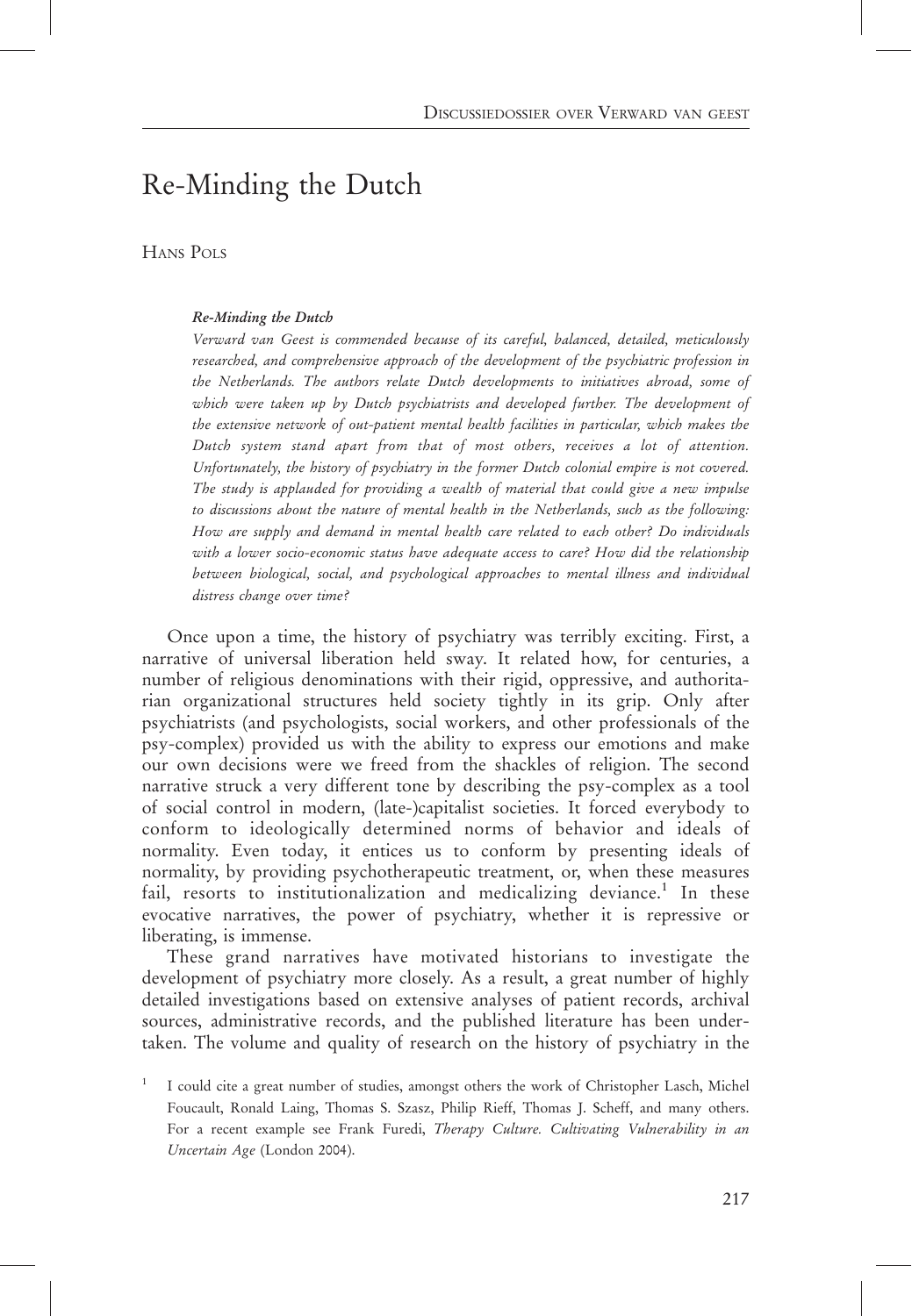# Re-Minding the Dutch

HANS POLS

***Re-Minding the Dutch***

*Verward van Geest is commended because of its careful, balanced, detailed, meticulously researched, and comprehensive approach of the development of the psychiatric profession in the Netherlands. The authors relate Dutch developments to initiatives abroad, some of which were taken up by Dutch psychiatrists and developed further. The development of the extensive network of out-patient mental health facilities in particular, which makes the Dutch system stand apart from that of most others, receives a lot of attention. Unfortunately, the history of psychiatry in the former Dutch colonial empire is not covered. The study is applauded for providing a wealth of material that could give a new impulse to discussions about the nature of mental health in the Netherlands, such as the following: How are supply and demand in mental health care related to each other? Do individuals with a lower socio-economic status have adequate access to care? How did the relationship between biological, social, and psychological approaches to mental illness and individual distress change over time?*

Once upon a time, the history of psychiatry was terribly exciting. First, a narrative of universal liberation held sway. It related how, for centuries, a number of religious denominations with their rigid, oppressive, and authoritarian organizational structures held society tightly in its grip. Only after psychiatrists (and psychologists, social workers, and other professionals of the psy-complex) provided us with the ability to express our emotions and make our own decisions were we freed from the shackles of religion. The second narrative struck a very different tone by describing the psy-complex as a tool of social control in modern, (late-)capitalist societies. It forced everybody to conform to ideologically determined norms of behavior and ideals of normality. Even today, it entices us to conform by presenting ideals of normality, by providing psychotherapeutic treatment, or, when these measures fail, resorts to institutionalization and medicalizing deviance.[1] In these evocative narratives, the power of psychiatry, whether it is repressive or liberating, is immense.

These grand narratives have motivated historians to investigate the development of psychiatry more closely. As a result, a great number of highly detailed investigations based on extensive analyses of patient records, archival sources, administrative records, and the published literature has been undertaken. The volume and quality of research on the history of psychiatry in the

[1] I could cite a great number of studies, amongst others the work of Christopher Lasch, Michel Foucault, Ronald Laing, Thomas S. Szasz, Philip Rieff, Thomas J. Scheff, and many others. For a recent example see Frank Furedi, *Therapy Culture. Cultivating Vulnerability in an Uncertain Age* (London 2004).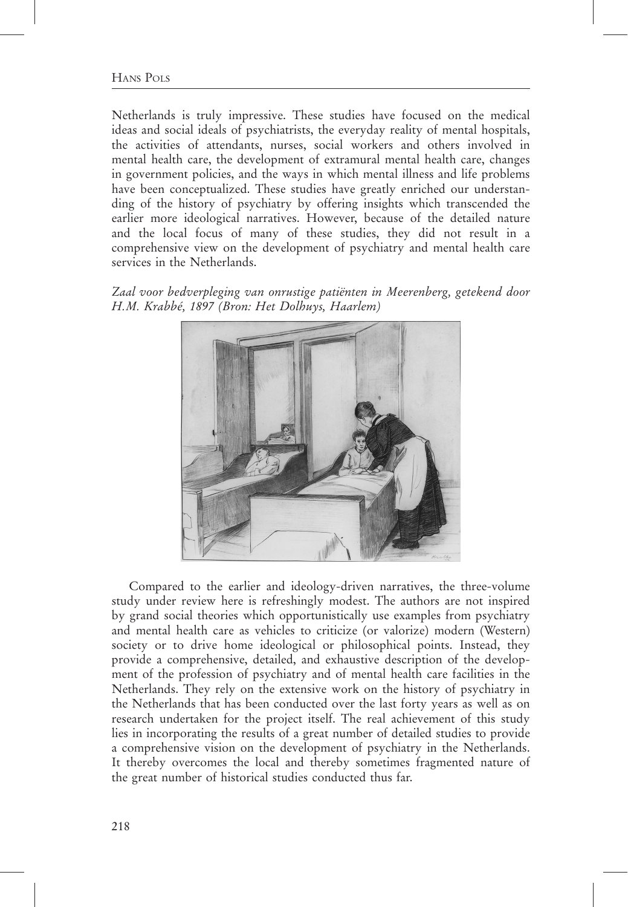Netherlands is truly impressive. These studies have focused on the medical ideas and social ideals of psychiatrists, the everyday reality of mental hospitals, the activities of attendants, nurses, social workers and others involved in mental health care, the development of extramural mental health care, changes in government policies, and the ways in which mental illness and life problems have been conceptualized. These studies have greatly enriched our understanding of the history of psychiatry by offering insights which transcended the earlier more ideological narratives. However, because of the detailed nature and the local focus of many of these studies, they did not result in a comprehensive view on the development of psychiatry and mental health care services in the Netherlands.

*Zaal voor bedverpleging van onrustige patiënten in Meerenberg, getekend door H.M. Krabbé, 1897 (Bron: Het Dolhuys, Haarlem)*

Compared to the earlier and ideology-driven narratives, the three-volume study under review here is refreshingly modest. The authors are not inspired by grand social theories which opportunistically use examples from psychiatry and mental health care as vehicles to criticize (or valorize) modern (Western) society or to drive home ideological or philosophical points. Instead, they provide a comprehensive, detailed, and exhaustive description of the development of the profession of psychiatry and of mental health care facilities in the Netherlands. They rely on the extensive work on the history of psychiatry in the Netherlands that has been conducted over the last forty years as well as on research undertaken for the project itself. The real achievement of this study lies in incorporating the results of a great number of detailed studies to provide a comprehensive vision on the development of psychiatry in the Netherlands. It thereby overcomes the local and thereby sometimes fragmented nature of the great number of historical studies conducted thus far.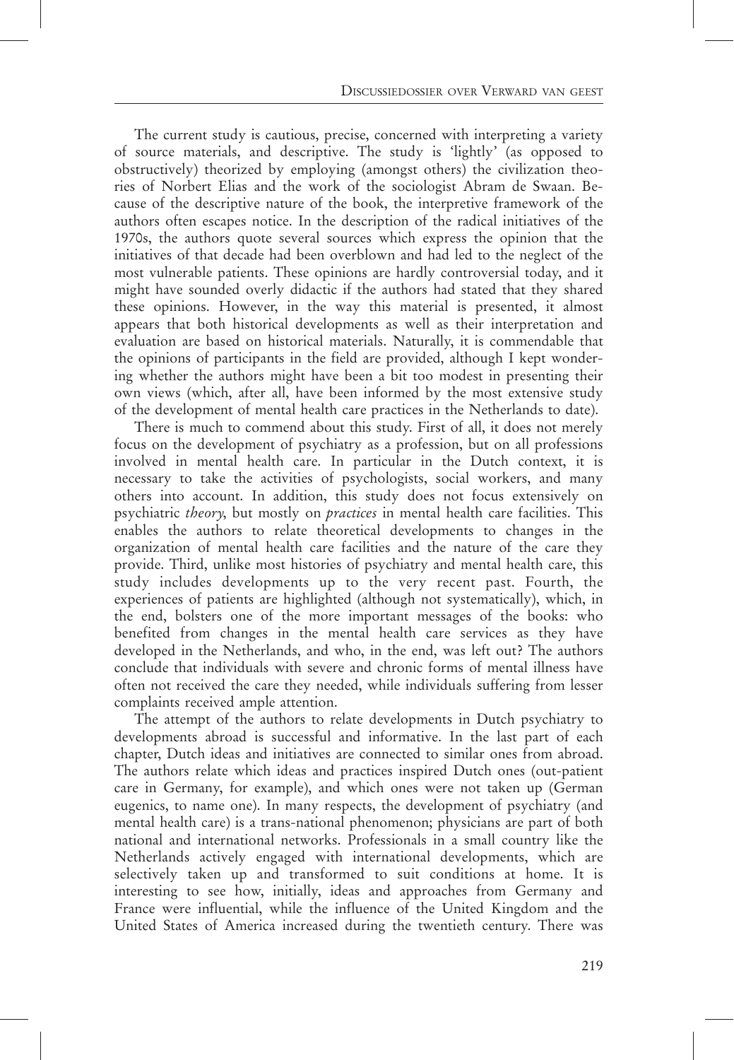The current study is cautious, precise, concerned with interpreting a variety of source materials, and descriptive. The study is 'lightly' (as opposed to obstructively) theorized by employing (amongst others) the civilization theories of Norbert Elias and the work of the sociologist Abram de Swaan. Because of the descriptive nature of the book, the interpretive framework of the authors often escapes notice. In the description of the radical initiatives of the 1970s, the authors quote several sources which express the opinion that the initiatives of that decade had been overblown and had led to the neglect of the most vulnerable patients. These opinions are hardly controversial today, and it might have sounded overly didactic if the authors had stated that they shared these opinions. However, in the way this material is presented, it almost appears that both historical developments as well as their interpretation and evaluation are based on historical materials. Naturally, it is commendable that the opinions of participants in the field are provided, although I kept wondering whether the authors might have been a bit too modest in presenting their own views (which, after all, have been informed by the most extensive study of the development of mental health care practices in the Netherlands to date).

There is much to commend about this study. First of all, it does not merely focus on the development of psychiatry as a profession, but on all professions involved in mental health care. In particular in the Dutch context, it is necessary to take the activities of psychologists, social workers, and many others into account. In addition, this study does not focus extensively on psychiatric *theory*, but mostly on *practices* in mental health care facilities. This enables the authors to relate theoretical developments to changes in the organization of mental health care facilities and the nature of the care they provide. Third, unlike most histories of psychiatry and mental health care, this study includes developments up to the very recent past. Fourth, the experiences of patients are highlighted (although not systematically), which, in the end, bolsters one of the more important messages of the books: who benefited from changes in the mental health care services as they have developed in the Netherlands, and who, in the end, was left out? The authors conclude that individuals with severe and chronic forms of mental illness have often not received the care they needed, while individuals suffering from lesser complaints received ample attention.

The attempt of the authors to relate developments in Dutch psychiatry to developments abroad is successful and informative. In the last part of each chapter, Dutch ideas and initiatives are connected to similar ones from abroad. The authors relate which ideas and practices inspired Dutch ones (out-patient care in Germany, for example), and which ones were not taken up (German eugenics, to name one). In many respects, the development of psychiatry (and mental health care) is a trans-national phenomenon; physicians are part of both national and international networks. Professionals in a small country like the Netherlands actively engaged with international developments, which are selectively taken up and transformed to suit conditions at home. It is interesting to see how, initially, ideas and approaches from Germany and France were influential, while the influence of the United Kingdom and the United States of America increased during the twentieth century. There was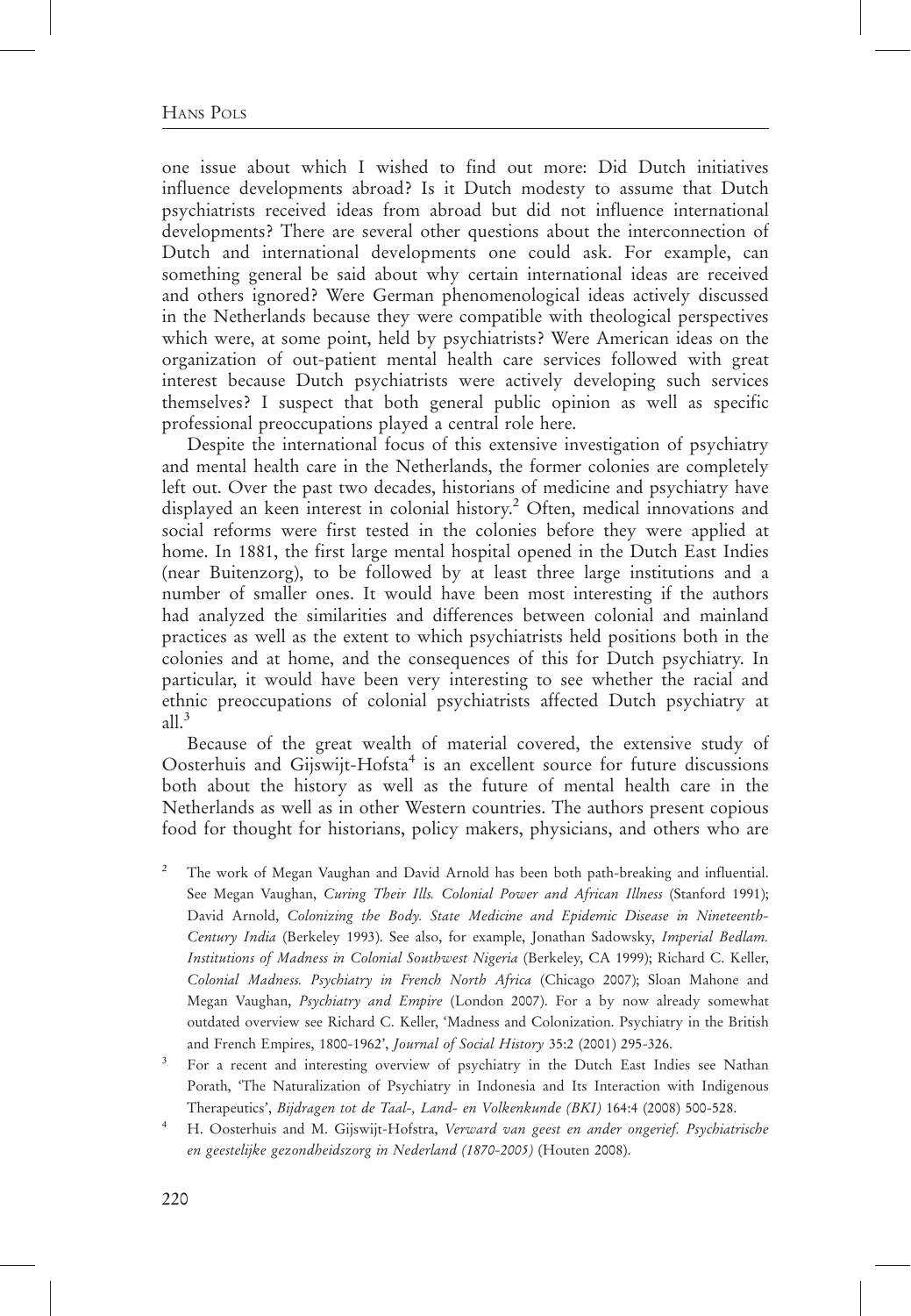one issue about which I wished to find out more: Did Dutch initiatives influence developments abroad? Is it Dutch modesty to assume that Dutch psychiatrists received ideas from abroad but did not influence international developments? There are several other questions about the interconnection of Dutch and international developments one could ask. For example, can something general be said about why certain international ideas are received and others ignored? Were German phenomenological ideas actively discussed in the Netherlands because they were compatible with theological perspectives which were, at some point, held by psychiatrists? Were American ideas on the organization of out-patient mental health care services followed with great interest because Dutch psychiatrists were actively developing such services themselves? I suspect that both general public opinion as well as specific professional preoccupations played a central role here.

Despite the international focus of this extensive investigation of psychiatry and mental health care in the Netherlands, the former colonies are completely left out. Over the past two decades, historians of medicine and psychiatry have displayed an keen interest in colonial history.[2] Often, medical innovations and social reforms were first tested in the colonies before they were applied at home. In 1881, the first large mental hospital opened in the Dutch East Indies (near Buitenzorg), to be followed by at least three large institutions and a number of smaller ones. It would have been most interesting if the authors had analyzed the similarities and differences between colonial and mainland practices as well as the extent to which psychiatrists held positions both in the colonies and at home, and the consequences of this for Dutch psychiatry. In particular, it would have been very interesting to see whether the racial and ethnic preoccupations of colonial psychiatrists affected Dutch psychiatry at all.[3]

Because of the great wealth of material covered, the extensive study of Oosterhuis and Gijswijt-Hofsta[4] is an excellent source for future discussions both about the history as well as the future of mental health care in the Netherlands as well as in other Western countries. The authors present copious food for thought for historians, policy makers, physicians, and others who are

[2] The work of Megan Vaughan and David Arnold has been both path-breaking and influential. See Megan Vaughan, *Curing Their Ills. Colonial Power and African Illness* (Stanford 1991); David Arnold, *Colonizing the Body. State Medicine and Epidemic Disease in Nineteenth-Century India* (Berkeley 1993). See also, for example, Jonathan Sadowsky, *Imperial Bedlam. Institutions of Madness in Colonial Southwest Nigeria* (Berkeley, CA 1999); Richard C. Keller, *Colonial Madness. Psychiatry in French North Africa* (Chicago 2007); Sloan Mahone and Megan Vaughan, *Psychiatry and Empire* (London 2007). For a by now already somewhat outdated overview see Richard C. Keller, 'Madness and Colonization. Psychiatry in the British and French Empires, 1800-1962', *Journal of Social History* 35:2 (2001) 295-326.

[3] For a recent and interesting overview of psychiatry in the Dutch East Indies see Nathan Porath, 'The Naturalization of Psychiatry in Indonesia and Its Interaction with Indigenous Therapeutics', *Bijdragen tot de Taal-, Land- en Volkenkunde (BKI)* 164:4 (2008) 500-528.

[4] H. Oosterhuis and M. Gijswijt-Hofstra, *Verward van geest en ander ongerief. Psychiatrische en geestelijke gezondheidszorg in Nederland (1870-2005)* (Houten 2008).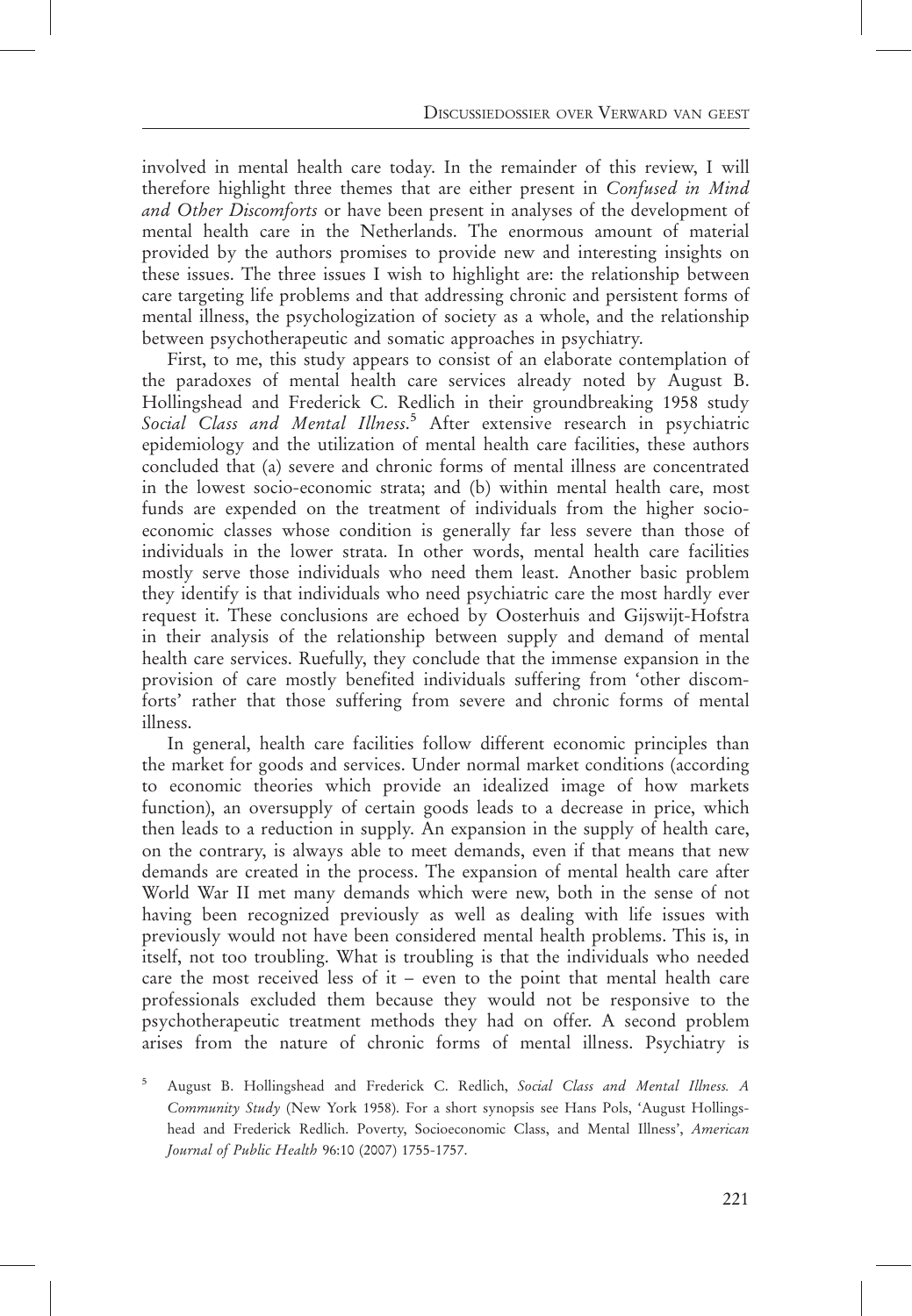involved in mental health care today. In the remainder of this review, I will therefore highlight three themes that are either present in *Confused in Mind and Other Discomforts* or have been present in analyses of the development of mental health care in the Netherlands. The enormous amount of material provided by the authors promises to provide new and interesting insights on these issues. The three issues I wish to highlight are: the relationship between care targeting life problems and that addressing chronic and persistent forms of mental illness, the psychologization of society as a whole, and the relationship between psychotherapeutic and somatic approaches in psychiatry.

First, to me, this study appears to consist of an elaborate contemplation of the paradoxes of mental health care services already noted by August B. Hollingshead and Frederick C. Redlich in their groundbreaking 1958 study *Social Class and Mental Illness*.[5] After extensive research in psychiatric epidemiology and the utilization of mental health care facilities, these authors concluded that (a) severe and chronic forms of mental illness are concentrated in the lowest socio-economic strata; and (b) within mental health care, most funds are expended on the treatment of individuals from the higher socio-economic classes whose condition is generally far less severe than those of individuals in the lower strata. In other words, mental health care facilities mostly serve those individuals who need them least. Another basic problem they identify is that individuals who need psychiatric care the most hardly ever request it. These conclusions are echoed by Oosterhuis and Gijswijt-Hofstra in their analysis of the relationship between supply and demand of mental health care services. Ruefully, they conclude that the immense expansion in the provision of care mostly benefited individuals suffering from 'other discomforts' rather that those suffering from severe and chronic forms of mental illness.

In general, health care facilities follow different economic principles than the market for goods and services. Under normal market conditions (according to economic theories which provide an idealized image of how markets function), an oversupply of certain goods leads to a decrease in price, which then leads to a reduction in supply. An expansion in the supply of health care, on the contrary, is always able to meet demands, even if that means that new demands are created in the process. The expansion of mental health care after World War II met many demands which were new, both in the sense of not having been recognized previously as well as dealing with life issues with previously would not have been considered mental health problems. This is, in itself, not too troubling. What is troubling is that the individuals who needed care the most received less of it – even to the point that mental health care professionals excluded them because they would not be responsive to the psychotherapeutic treatment methods they had on offer. A second problem arises from the nature of chronic forms of mental illness. Psychiatry is

[5] August B. Hollingshead and Frederick C. Redlich, *Social Class and Mental Illness. A Community Study* (New York 1958). For a short synopsis see Hans Pols, 'August Hollingshead and Frederick Redlich. Poverty, Socioeconomic Class, and Mental Illness', *American Journal of Public Health* 96:10 (2007) 1755-1757.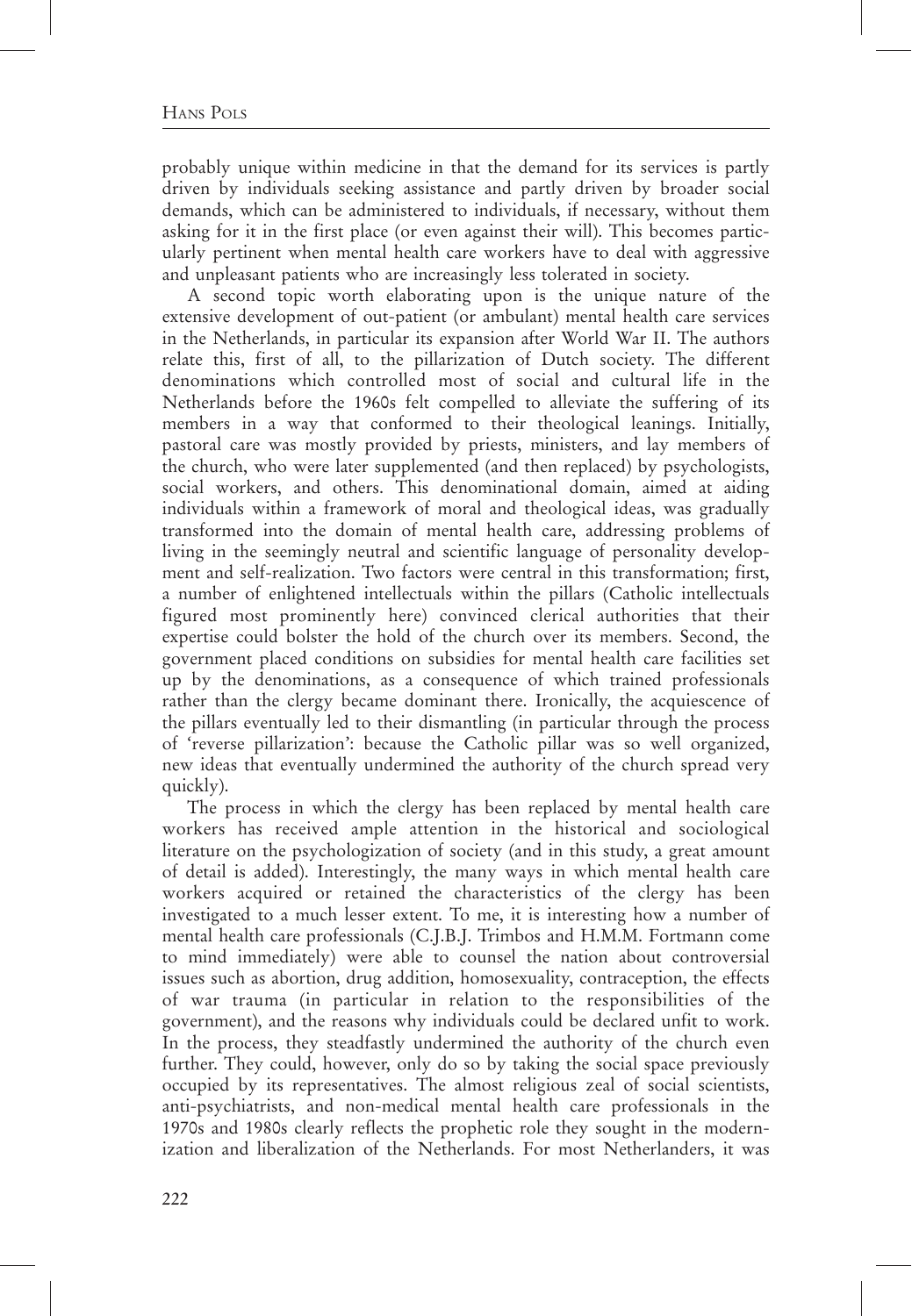probably unique within medicine in that the demand for its services is partly driven by individuals seeking assistance and partly driven by broader social demands, which can be administered to individuals, if necessary, without them asking for it in the first place (or even against their will). This becomes particularly pertinent when mental health care workers have to deal with aggressive and unpleasant patients who are increasingly less tolerated in society.

A second topic worth elaborating upon is the unique nature of the extensive development of out-patient (or ambulant) mental health care services in the Netherlands, in particular its expansion after World War II. The authors relate this, first of all, to the pillarization of Dutch society. The different denominations which controlled most of social and cultural life in the Netherlands before the 1960s felt compelled to alleviate the suffering of its members in a way that conformed to their theological leanings. Initially, pastoral care was mostly provided by priests, ministers, and lay members of the church, who were later supplemented (and then replaced) by psychologists, social workers, and others. This denominational domain, aimed at aiding individuals within a framework of moral and theological ideas, was gradually transformed into the domain of mental health care, addressing problems of living in the seemingly neutral and scientific language of personality development and self-realization. Two factors were central in this transformation; first, a number of enlightened intellectuals within the pillars (Catholic intellectuals figured most prominently here) convinced clerical authorities that their expertise could bolster the hold of the church over its members. Second, the government placed conditions on subsidies for mental health care facilities set up by the denominations, as a consequence of which trained professionals rather than the clergy became dominant there. Ironically, the acquiescence of the pillars eventually led to their dismantling (in particular through the process of 'reverse pillarization': because the Catholic pillar was so well organized, new ideas that eventually undermined the authority of the church spread very quickly).

The process in which the clergy has been replaced by mental health care workers has received ample attention in the historical and sociological literature on the psychologization of society (and in this study, a great amount of detail is added). Interestingly, the many ways in which mental health care workers acquired or retained the characteristics of the clergy has been investigated to a much lesser extent. To me, it is interesting how a number of mental health care professionals (C.J.B.J. Trimbos and H.M.M. Fortmann come to mind immediately) were able to counsel the nation about controversial issues such as abortion, drug addition, homosexuality, contraception, the effects of war trauma (in particular in relation to the responsibilities of the government), and the reasons why individuals could be declared unfit to work. In the process, they steadfastly undermined the authority of the church even further. They could, however, only do so by taking the social space previously occupied by its representatives. The almost religious zeal of social scientists, anti-psychiatrists, and non-medical mental health care professionals in the 1970s and 1980s clearly reflects the prophetic role they sought in the modernization and liberalization of the Netherlands. For most Netherlanders, it was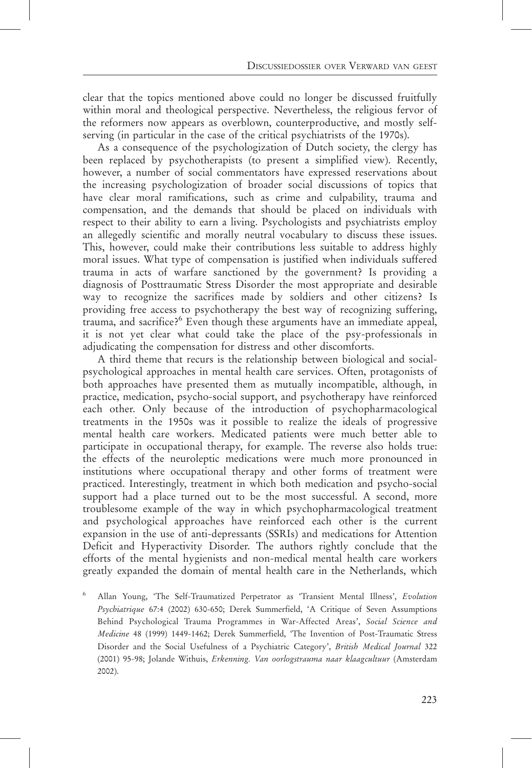clear that the topics mentioned above could no longer be discussed fruitfully within moral and theological perspective. Nevertheless, the religious fervor of the reformers now appears as overblown, counterproductive, and mostly self-serving (in particular in the case of the critical psychiatrists of the 1970s).

As a consequence of the psychologization of Dutch society, the clergy has been replaced by psychotherapists (to present a simplified view). Recently, however, a number of social commentators have expressed reservations about the increasing psychologization of broader social discussions of topics that have clear moral ramifications, such as crime and culpability, trauma and compensation, and the demands that should be placed on individuals with respect to their ability to earn a living. Psychologists and psychiatrists employ an allegedly scientific and morally neutral vocabulary to discuss these issues. This, however, could make their contributions less suitable to address highly moral issues. What type of compensation is justified when individuals suffered trauma in acts of warfare sanctioned by the government? Is providing a diagnosis of Posttraumatic Stress Disorder the most appropriate and desirable way to recognize the sacrifices made by soldiers and other citizens? Is providing free access to psychotherapy the best way of recognizing suffering, trauma, and sacrifice?[6] Even though these arguments have an immediate appeal, it is not yet clear what could take the place of the psy-professionals in adjudicating the compensation for distress and other discomforts.

A third theme that recurs is the relationship between biological and social-psychological approaches in mental health care services. Often, protagonists of both approaches have presented them as mutually incompatible, although, in practice, medication, psycho-social support, and psychotherapy have reinforced each other. Only because of the introduction of psychopharmacological treatments in the 1950s was it possible to realize the ideals of progressive mental health care workers. Medicated patients were much better able to participate in occupational therapy, for example. The reverse also holds true: the effects of the neuroleptic medications were much more pronounced in institutions where occupational therapy and other forms of treatment were practiced. Interestingly, treatment in which both medication and psycho-social support had a place turned out to be the most successful. A second, more troublesome example of the way in which psychopharmacological treatment and psychological approaches have reinforced each other is the current expansion in the use of anti-depressants (SSRIs) and medications for Attention Deficit and Hyperactivity Disorder. The authors rightly conclude that the efforts of the mental hygienists and non-medical mental health care workers greatly expanded the domain of mental health care in the Netherlands, which

[6] Allan Young, 'The Self-Traumatized Perpetrator as 'Transient Mental Illness', *Evolution Psychiatrique* 67:4 (2002) 630-650; Derek Summerfield, 'A Critique of Seven Assumptions Behind Psychological Trauma Programmes in War-Affected Areas', *Social Science and Medicine* 48 (1999) 1449-1462; Derek Summerfield, 'The Invention of Post-Traumatic Stress Disorder and the Social Usefulness of a Psychiatric Category', *British Medical Journal* 322 (2001) 95-98; Jolande Withuis, *Erkenning. Van oorlogstrauma naar klaagcultuur* (Amsterdam 2002).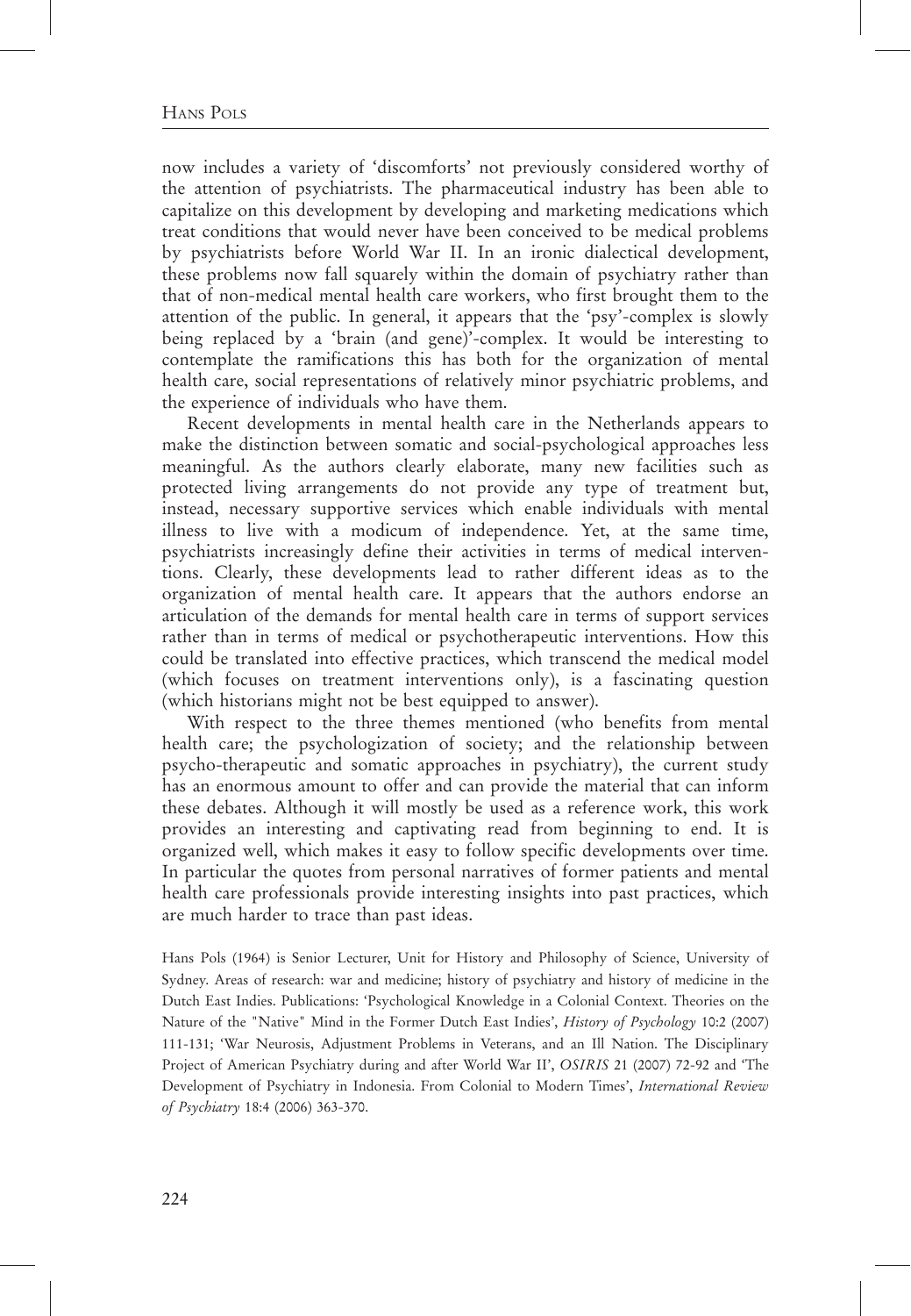now includes a variety of 'discomforts' not previously considered worthy of the attention of psychiatrists. The pharmaceutical industry has been able to capitalize on this development by developing and marketing medications which treat conditions that would never have been conceived to be medical problems by psychiatrists before World War II. In an ironic dialectical development, these problems now fall squarely within the domain of psychiatry rather than that of non-medical mental health care workers, who first brought them to the attention of the public. In general, it appears that the 'psy'-complex is slowly being replaced by a 'brain (and gene)'-complex. It would be interesting to contemplate the ramifications this has both for the organization of mental health care, social representations of relatively minor psychiatric problems, and the experience of individuals who have them.

Recent developments in mental health care in the Netherlands appears to make the distinction between somatic and social-psychological approaches less meaningful. As the authors clearly elaborate, many new facilities such as protected living arrangements do not provide any type of treatment but, instead, necessary supportive services which enable individuals with mental illness to live with a modicum of independence. Yet, at the same time, psychiatrists increasingly define their activities in terms of medical interventions. Clearly, these developments lead to rather different ideas as to the organization of mental health care. It appears that the authors endorse an articulation of the demands for mental health care in terms of support services rather than in terms of medical or psychotherapeutic interventions. How this could be translated into effective practices, which transcend the medical model (which focuses on treatment interventions only), is a fascinating question (which historians might not be best equipped to answer).

With respect to the three themes mentioned (who benefits from mental health care; the psychologization of society; and the relationship between psycho-therapeutic and somatic approaches in psychiatry), the current study has an enormous amount to offer and can provide the material that can inform these debates. Although it will mostly be used as a reference work, this work provides an interesting and captivating read from beginning to end. It is organized well, which makes it easy to follow specific developments over time. In particular the quotes from personal narratives of former patients and mental health care professionals provide interesting insights into past practices, which are much harder to trace than past ideas.

Hans Pols (1964) is Senior Lecturer, Unit for History and Philosophy of Science, University of Sydney. Areas of research: war and medicine; history of psychiatry and history of medicine in the Dutch East Indies. Publications: 'Psychological Knowledge in a Colonial Context. Theories on the Nature of the "Native" Mind in the Former Dutch East Indies', *History of Psychology* 10:2 (2007) 111-131; 'War Neurosis, Adjustment Problems in Veterans, and an Ill Nation. The Disciplinary Project of American Psychiatry during and after World War II', *OSIRIS* 21 (2007) 72-92 and 'The Development of Psychiatry in Indonesia. From Colonial to Modern Times', *International Review of Psychiatry* 18:4 (2006) 363-370.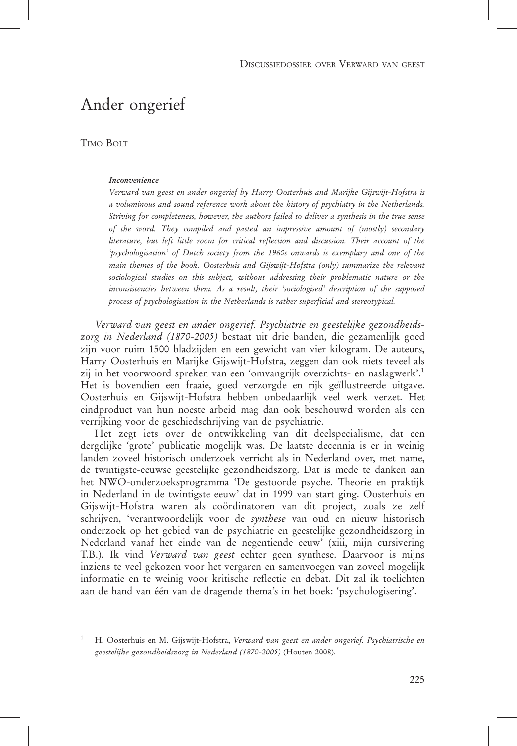# Ander ongerief

Timo Bolt

***Inconvenience***

*Verward van geest en ander ongerief by Harry Oosterhuis and Marijke Gijswijt-Hofstra is a voluminous and sound reference work about the history of psychiatry in the Netherlands. Striving for completeness, however, the authors failed to deliver a synthesis in the true sense of the word. They compiled and pasted an impressive amount of (mostly) secondary literature, but left little room for critical reflection and discussion. Their account of the 'psychologisation' of Dutch society from the 1960s onwards is exemplary and one of the main themes of the book. Oosterhuis and Gijswijt-Hofstra (only) summarize the relevant sociological studies on this subject, without addressing their problematic nature or the inconsistencies between them. As a result, their 'sociologised' description of the supposed process of psychologisation in the Netherlands is rather superficial and stereotypical.*

*Verward van geest en ander ongerief. Psychiatrie en geestelijke gezondheidszorg in Nederland (1870-2005)* bestaat uit drie banden, die gezamenlijk goed zijn voor ruim 1500 bladzijden en een gewicht van vier kilogram. De auteurs, Harry Oosterhuis en Marijke Gijswijt-Hofstra, zeggen dan ook niets teveel als zij in het voorwoord spreken van een 'omvangrijk overzichts- en naslagwerk'.[1] Het is bovendien een fraaie, goed verzorgde en rijk geïllustreerde uitgave. Oosterhuis en Gijswijt-Hofstra hebben onbedaarlijk veel werk verzet. Het eindproduct van hun noeste arbeid mag dan ook beschouwd worden als een verrijking voor de geschiedschrijving van de psychiatrie.

Het zegt iets over de ontwikkeling van dit deelspecialisme, dat een dergelijke 'grote' publicatie mogelijk was. De laatste decennia is er in weinig landen zoveel historisch onderzoek verricht als in Nederland over, met name, de twintigste-eeuwse geestelijke gezondheidszorg. Dat is mede te danken aan het NWO-onderzoeksprogramma 'De gestoorde psyche. Theorie en praktijk in Nederland in de twintigste eeuw' dat in 1999 van start ging. Oosterhuis en Gijswijt-Hofstra waren als coördinatoren van dit project, zoals ze zelf schrijven, 'verantwoordelijk voor de *synthese* van oud en nieuw historisch onderzoek op het gebied van de psychiatrie en geestelijke gezondheidszorg in Nederland vanaf het einde van de negentiende eeuw' (xiii, mijn cursivering T.B.). Ik vind *Verward van geest* echter geen synthese. Daarvoor is mijns inziens te veel gekozen voor het vergaren en samenvoegen van zoveel mogelijk informatie en te weinig voor kritische reflectie en debat. Dit zal ik toelichten aan de hand van één van de dragende thema's in het boek: 'psychologisering'.

[1] H. Oosterhuis en M. Gijswijt-Hofstra, *Verward van geest en ander ongerief. Psychiatrische en geestelijke gezondheidszorg in Nederland (1870-2005)* (Houten 2008).